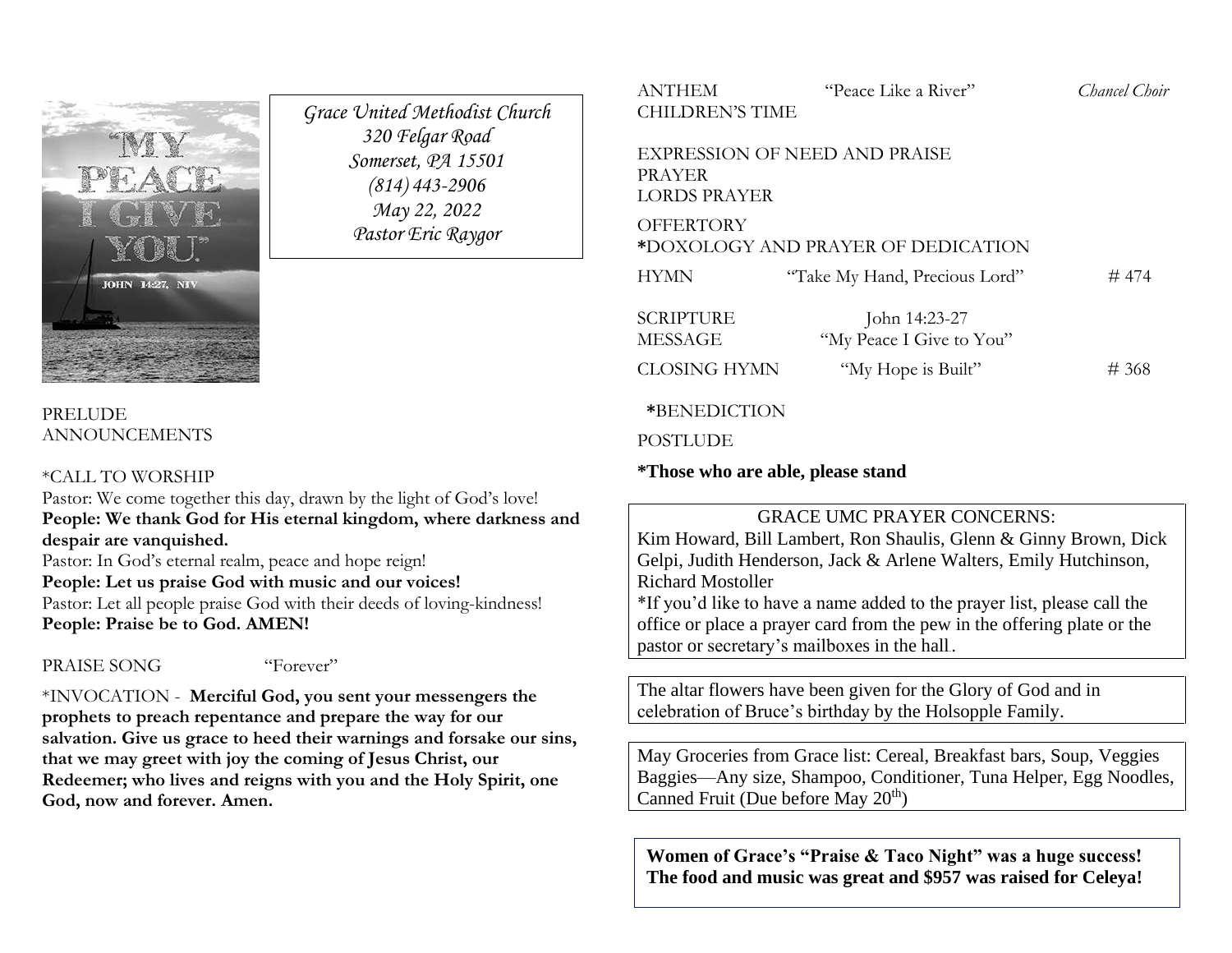*Grace United Methodist Church*
*320 Felgar Road*
*Somerset, PA 15501*
*(814) 443-2906*
*May 22, 2022*
*Pastor Eric Raygor*

PRELUDE
ANNOUNCEMENTS

*CALL TO WORSHIP
Pastor: We come together this day, drawn by the light of God's love!
**People: We thank God for His eternal kingdom, where darkness and despair are vanquished.**
Pastor: In God's eternal realm, peace and hope reign!
**People: Let us praise God with music and our voices!**
Pastor: Let all people praise God with their deeds of loving-kindness!
**People: Praise be to God. AMEN!**

PRAISE SONG "Forever"

*INVOCATION - **Merciful God, you sent your messengers the prophets to preach repentance and prepare the way for our salvation. Give us grace to heed their warnings and forsake our sins, that we may greet with joy the coming of Jesus Christ, our Redeemer; who lives and reigns with you and the Holy Spirit, one God, now and forever. Amen.**

ANTHEM "Peace Like a River" *Chancel Choir*
CHILDREN'S TIME

EXPRESSION OF NEED AND PRAISE
PRAYER
LORDS PRAYER

OFFERTORY
***DOXOLOGY AND PRAYER OF DEDICATION**

HYMN "Take My Hand, Precious Lord" # 474

SCRIPTURE John 14:23-27
MESSAGE "My Peace I Give to You"

CLOSING HYMN "My Hope is Built" # 368

***BENEDICTION**

POSTLUDE

***Those who are able, please stand**

GRACE UMC PRAYER CONCERNS:
Kim Howard, Bill Lambert, Ron Shaulis, Glenn & Ginny Brown, Dick Gelpi, Judith Henderson, Jack & Arlene Walters, Emily Hutchinson, Richard Mostoller
*If you'd like to have a name added to the prayer list, please call the office or place a prayer card from the pew in the offering plate or the pastor or secretary's mailboxes in the hall.

The altar flowers have been given for the Glory of God and in celebration of Bruce's birthday by the Holsopple Family.

May Groceries from Grace list: Cereal, Breakfast bars, Soup, Veggies Baggies—Any size, Shampoo, Conditioner, Tuna Helper, Egg Noodles, Canned Fruit (Due before May 20th)

**Women of Grace's "Praise & Taco Night" was a huge success! The food and music was great and $957 was raised for Celeya!**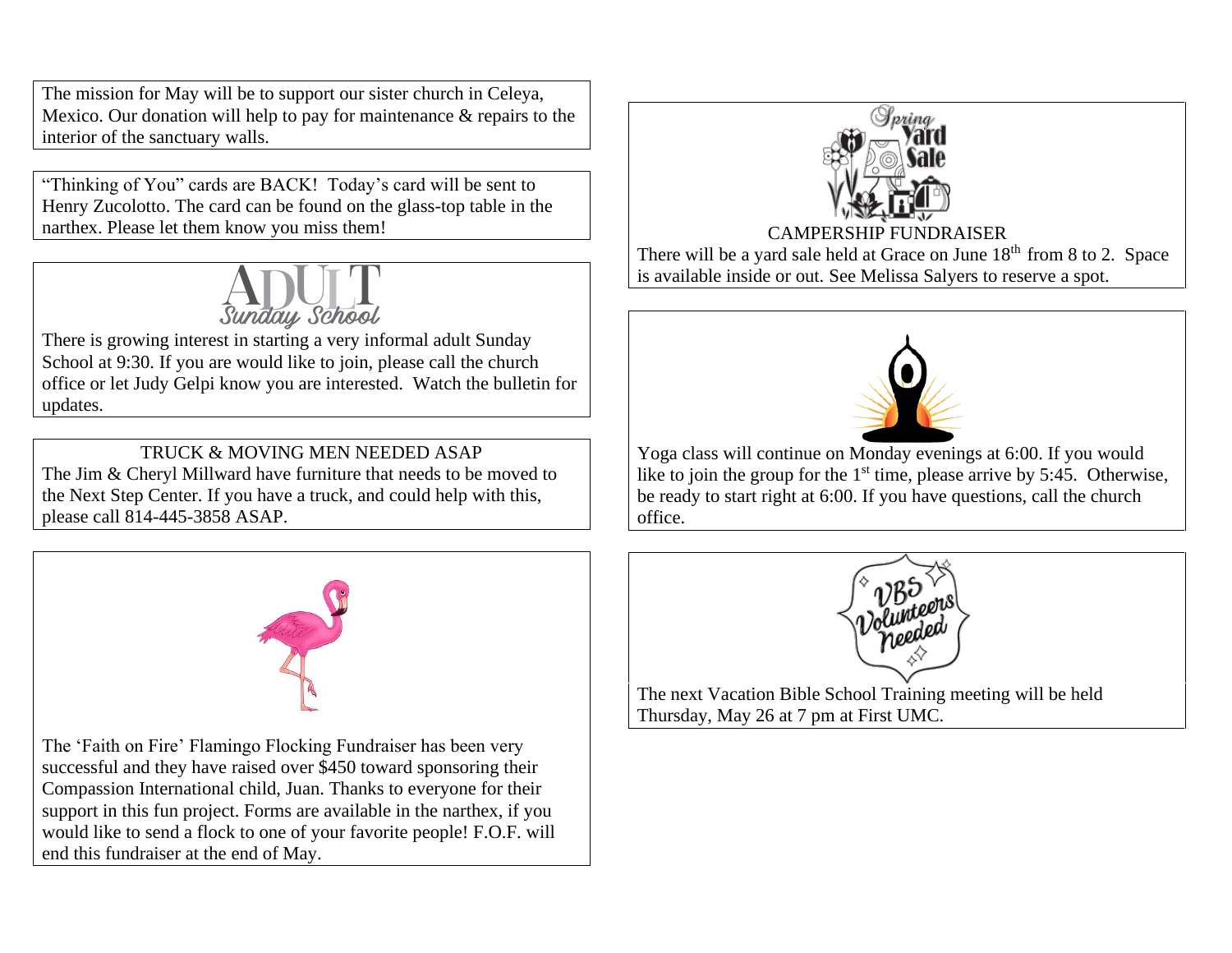The mission for May will be to support our sister church in Celeya, Mexico. Our donation will help to pay for maintenance & repairs to the interior of the sanctuary walls.

"Thinking of You" cards are BACK! Today's card will be sent to Henry Zucolotto. The card can be found on the glass-top table in the narthex. Please let them know you miss them!

ADULT Sunday School

There is growing interest in starting a very informal adult Sunday School at 9:30. If you are would like to join, please call the church office or let Judy Gelpi know you are interested. Watch the bulletin for updates.

TRUCK & MOVING MEN NEEDED ASAP

The Jim & Cheryl Millward have furniture that needs to be moved to the Next Step Center. If you have a truck, and could help with this, please call 814-445-3858 ASAP.

The 'Faith on Fire' Flamingo Flocking Fundraiser has been very successful and they have raised over $450 toward sponsoring their Compassion International child, Juan. Thanks to everyone for their support in this fun project. Forms are available in the narthex, if you would like to send a flock to one of your favorite people! F.O.F. will end this fundraiser at the end of May.

Spring Yard Sale

CAMPERSHIP FUNDRAISER

There will be a yard sale held at Grace on June 18th from 8 to 2. Space is available inside or out. See Melissa Salyers to reserve a spot.

Yoga class will continue on Monday evenings at 6:00. If you would like to join the group for the 1st time, please arrive by 5:45. Otherwise, be ready to start right at 6:00. If you have questions, call the church office.

VBS Volunteers Needed

The next Vacation Bible School Training meeting will be held Thursday, May 26 at 7 pm at First UMC.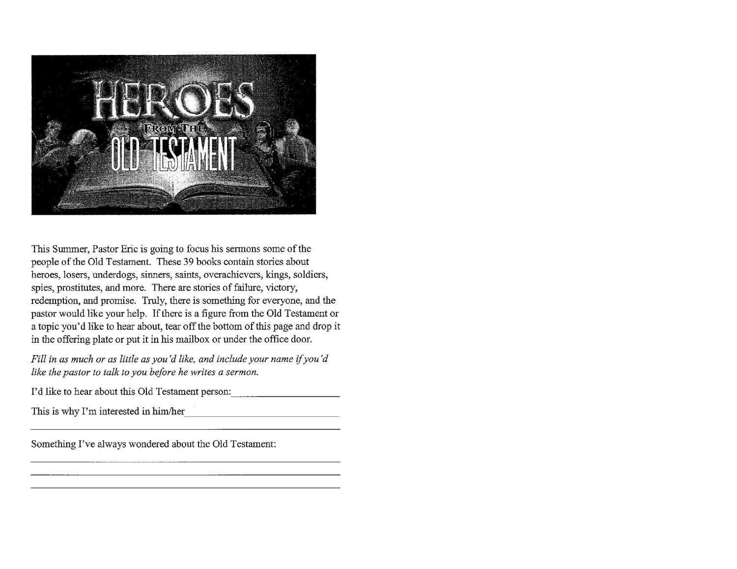This Summer, Pastor Eric is going to focus his sermons some of the people of the Old Testament. These 39 books contain stories about heroes, losers, underdogs, sinners, saints, overachievers, kings, soldiers, spies, prostitutes, and more. There are stories of failure, victory, redemption, and promise. Truly, there is something for everyone, and the pastor would like your help. If there is a figure from the Old Testament or a topic you'd like to hear about, tear off the bottom of this page and drop it in the offering plate or put it in his mailbox or under the office door.

*Fill in as much or as little as you'd like, and include your name if you'd like the pastor to talk to you before he writes a sermon.*

I'd like to hear about this Old Testament person:\_\_\_\_\_\_\_\_\_\_\_\_\_\_\_\_\_\_

This is why I'm interested in him/her\_\_\_\_\_\_\_\_\_\_\_\_\_\_\_\_\_\_\_\_\_\_\_\_\_\_\_\_

\_\_\_\_\_\_\_\_\_\_\_\_\_\_\_\_\_\_\_\_\_\_\_\_\_\_\_\_\_\_\_\_\_\_\_\_\_\_\_\_\_\_\_\_\_\_\_\_\_\_\_\_\_\_\_\_\_\_

Something I've always wondered about the Old Testament:

\_\_\_\_\_\_\_\_\_\_\_\_\_\_\_\_\_\_\_\_\_\_\_\_\_\_\_\_\_\_\_\_\_\_\_\_\_\_\_\_\_\_\_\_\_\_\_\_\_\_\_\_\_\_\_\_\_\_

\_\_\_\_\_\_\_\_\_\_\_\_\_\_\_\_\_\_\_\_\_\_\_\_\_\_\_\_\_\_\_\_\_\_\_\_\_\_\_\_\_\_\_\_\_\_\_\_\_\_\_\_\_\_\_\_\_\_

\_\_\_\_\_\_\_\_\_\_\_\_\_\_\_\_\_\_\_\_\_\_\_\_\_\_\_\_\_\_\_\_\_\_\_\_\_\_\_\_\_\_\_\_\_\_\_\_\_\_\_\_\_\_\_\_\_\_